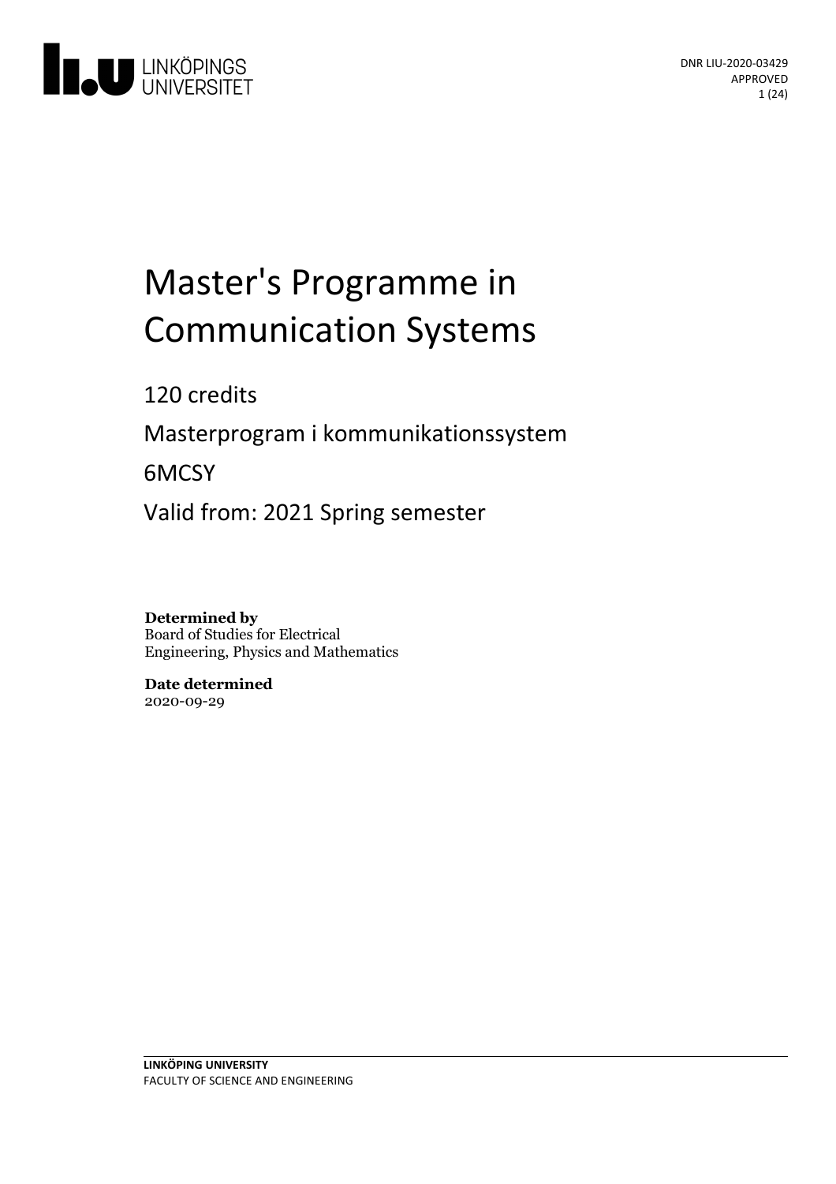DNR LIU-2020-03429
APPROVED

# Master's Programme in Communication Systems

120 credits

Masterprogram i kommunikationssystem

6MCSY

Valid from: 2021 Spring semester

**Determined by**
Board of Studies for Electrical Engineering, Physics and Mathematics

**Date determined**
2020-09-29

**LINKÖPING UNIVERSITY**
FACULTY OF SCIENCE AND ENGINEERING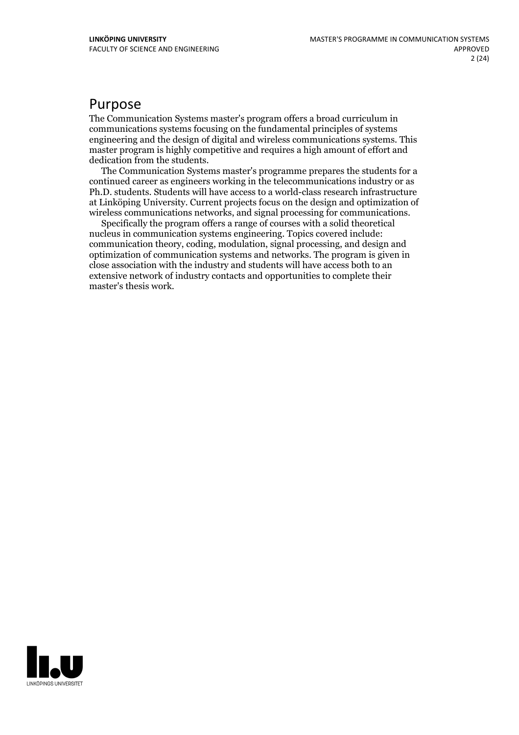# Purpose

The Communication Systems master's program offers a broad curriculum in communications systems focusing on the fundamental principles of systems engineering and the design of digital and wireless communications systems. This master program is highly competitive and requires a high amount of effort and dedication from the students.

The Communication Systems master's programme prepares the students for a continued career as engineers working in the telecommunications industry or as Ph.D. students. Students will have access to a world-class research infrastructure at Linköping University. Current projects focus on the design and optimization of wireless communications networks, and signal processing for communications.

Specifically the program offers a range of courses with a solid theoretical nucleus in communication systems engineering. Topics covered include: communication theory, coding, modulation, signal processing, and design and optimization of communication systems and networks. The program is given in close association with the industry and students will have access both to an extensive network of industry contacts and opportunities to complete their master's thesis work.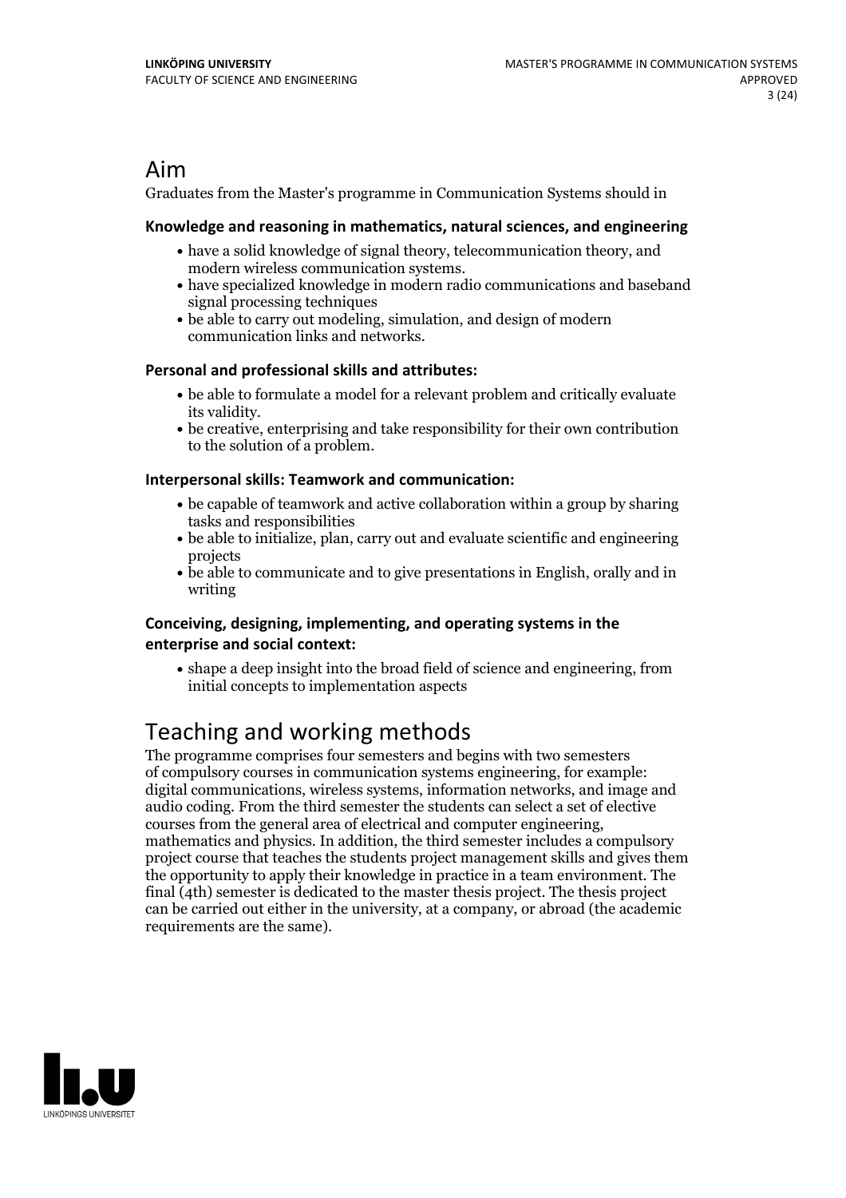# Aim

Graduates from the Master's programme in Communication Systems should in

### Knowledge and reasoning in mathematics, natural sciences, and engineering

- have a solid knowledge of signal theory, telecommunication theory, and modern wireless communication systems.
- have specialized knowledge in modern radio communications and baseband signal processing techniques
- be able to carry out modeling, simulation, and design of modern communication links and networks.

### Personal and professional skills and attributes:

- be able to formulate a model for a relevant problem and critically evaluate its validity.
- be creative, enterprising and take responsibility for their own contribution to the solution of a problem.

### Interpersonal skills: Teamwork and communication:

- be capable of teamwork and active collaboration within a group by sharing tasks and responsibilities
- be able to initialize, plan, carry out and evaluate scientific and engineering projects
- be able to communicate and to give presentations in English, orally and in writing

### Conceiving, designing, implementing, and operating systems in the enterprise and social context:

- shape a deep insight into the broad field of science and engineering, from initial concepts to implementation aspects

# Teaching and working methods

The programme comprises four semesters and begins with two semesters of compulsory courses in communication systems engineering, for example: digital communications, wireless systems, information networks, and image and audio coding. From the third semester the students can select a set of elective courses from the general area of electrical and computer engineering, mathematics and physics. In addition, the third semester includes a compulsory project course that teaches the students project management skills and gives them the opportunity to apply their knowledge in practice in a team environment. The final (4th) semester is dedicated to the master thesis project. The thesis project can be carried out either in the university, at a company, or abroad (the academic requirements are the same).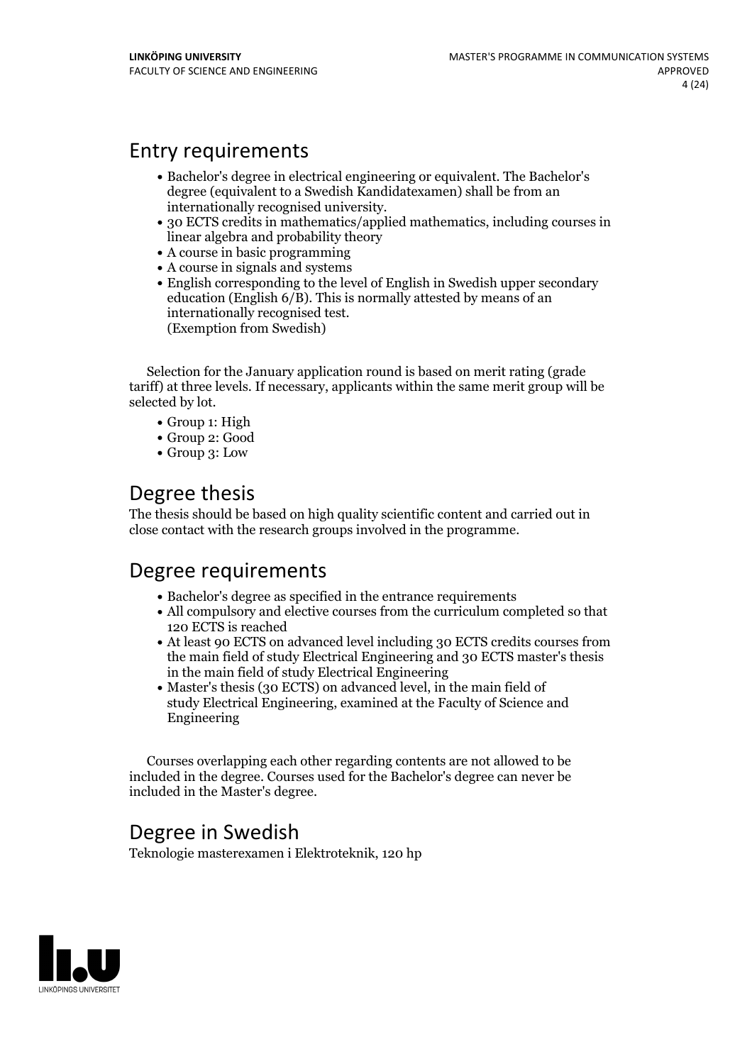## Entry requirements

- Bachelor's degree in electrical engineering or equivalent. The Bachelor's degree (equivalent to a Swedish Kandidatexamen) shall be from an internationally recognised university.
- 30 ECTS credits in mathematics/applied mathematics, including courses in linear algebra and probability theory
- A course in basic programming
- A course in signals and systems
- English corresponding to the level of English in Swedish upper secondary education (English 6/B). This is normally attested by means of an internationally recognised test.
  (Exemption from Swedish)

Selection for the January application round is based on merit rating (grade tariff) at three levels. If necessary, applicants within the same merit group will be selected by lot.

- Group 1: High
- Group 2: Good
- Group 3: Low

## Degree thesis

The thesis should be based on high quality scientific content and carried out in close contact with the research groups involved in the programme.

## Degree requirements

- Bachelor's degree as specified in the entrance requirements
- All compulsory and elective courses from the curriculum completed so that 120 ECTS is reached
- At least 90 ECTS on advanced level including 30 ECTS credits courses from the main field of study Electrical Engineering and 30 ECTS master's thesis in the main field of study Electrical Engineering
- Master's thesis (30 ECTS) on advanced level, in the main field of study Electrical Engineering, examined at the Faculty of Science and Engineering

Courses overlapping each other regarding contents are not allowed to be included in the degree. Courses used for the Bachelor's degree can never be included in the Master's degree.

## Degree in Swedish

Teknologie masterexamen i Elektroteknik, 120 hp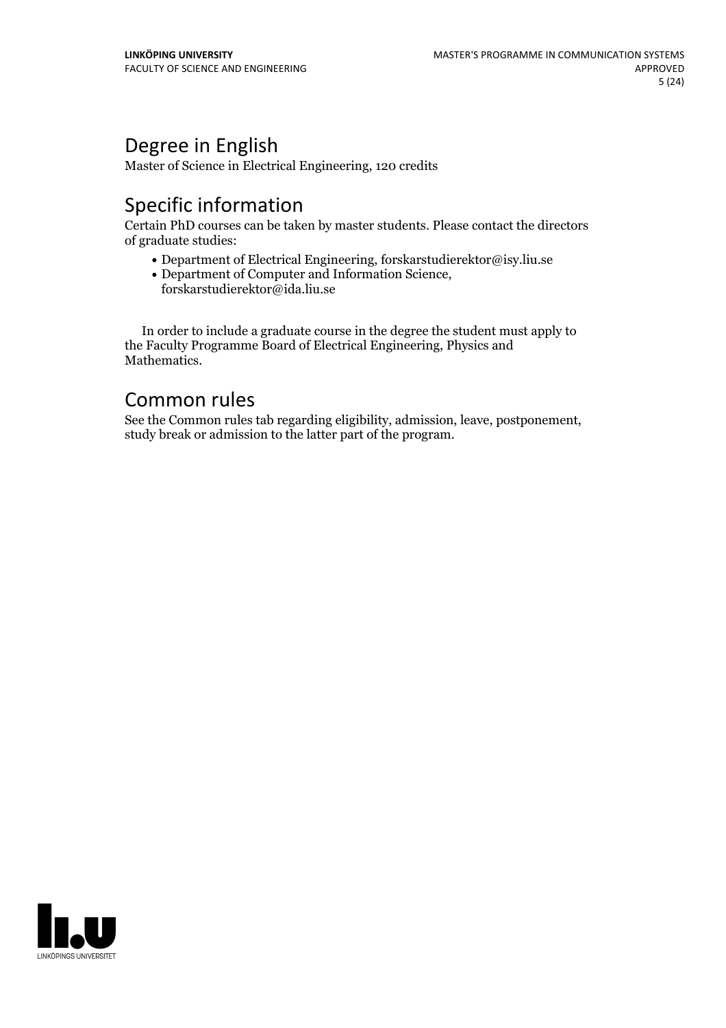## Degree in English

Master of Science in Electrical Engineering, 120 credits

## Specific information

Certain PhD courses can be taken by master students. Please contact the directors of graduate studies:

- Department of Electrical Engineering, forskarstudierektor@isy.liu.se
- Department of Computer and Information Science, forskarstudierektor@ida.liu.se

In order to include a graduate course in the degree the student must apply to the Faculty Programme Board of Electrical Engineering, Physics and Mathematics.

## Common rules

See the Common rules tab regarding eligibility, admission, leave, postponement, study break or admission to the latter part of the program.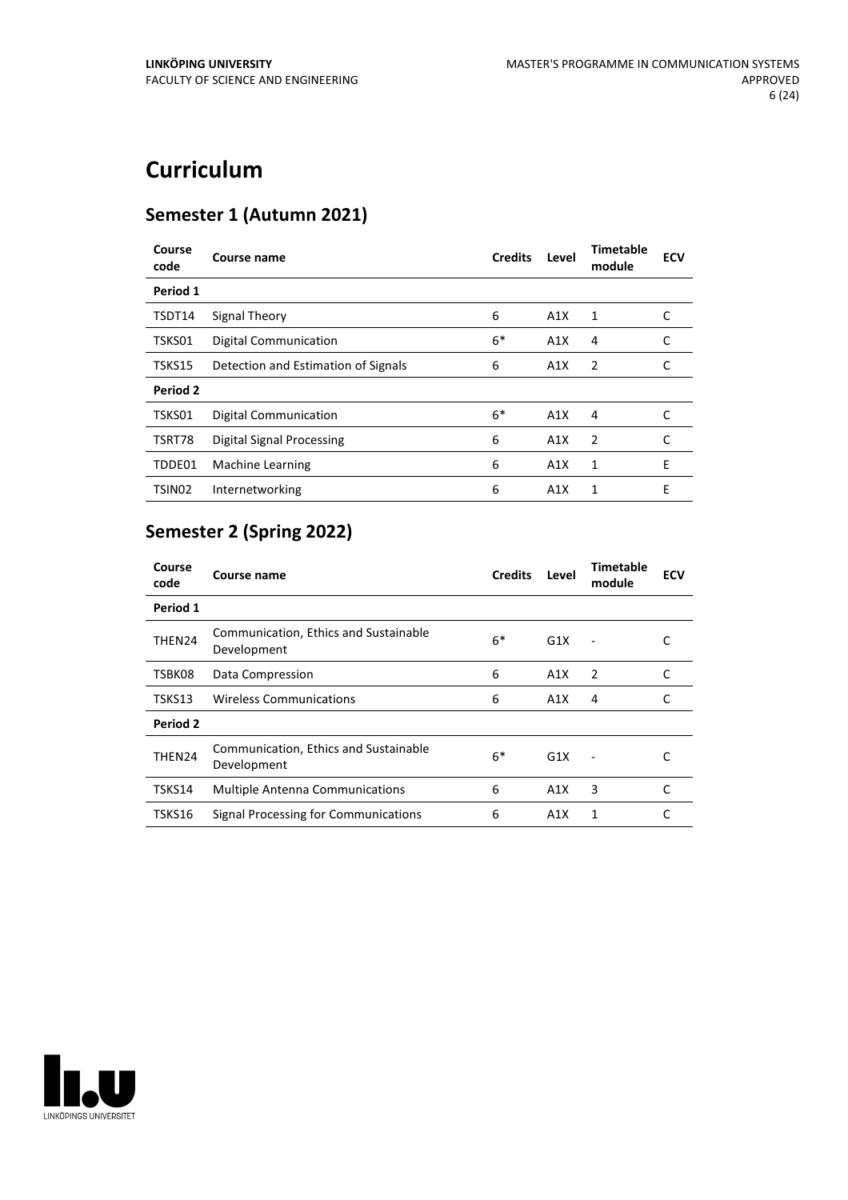# Curriculum

## Semester 1 (Autumn 2021)

| Course code | Course name | Credits | Level | Timetable module | ECV |
|---|---|---|---|---|---|
| **Period 1** | | | | | |
| TSDT14 | Signal Theory | 6 | A1X | 1 | C |
| TSKS01 | Digital Communication | 6* | A1X | 4 | C |
| TSKS15 | Detection and Estimation of Signals | 6 | A1X | 2 | C |
| **Period 2** | | | | | |
| TSKS01 | Digital Communication | 6* | A1X | 4 | C |
| TSRT78 | Digital Signal Processing | 6 | A1X | 2 | C |
| TDDE01 | Machine Learning | 6 | A1X | 1 | E |
| TSIN02 | Internetworking | 6 | A1X | 1 | E |

## Semester 2 (Spring 2022)

| Course code | Course name | Credits | Level | Timetable module | ECV |
|---|---|---|---|---|---|
| **Period 1** | | | | | |
| THEN24 | Communication, Ethics and Sustainable Development | 6* | G1X | - | C |
| TSBK08 | Data Compression | 6 | A1X | 2 | C |
| TSKS13 | Wireless Communications | 6 | A1X | 4 | C |
| **Period 2** | | | | | |
| THEN24 | Communication, Ethics and Sustainable Development | 6* | G1X | - | C |
| TSKS14 | Multiple Antenna Communications | 6 | A1X | 3 | C |
| TSKS16 | Signal Processing for Communications | 6 | A1X | 1 | C |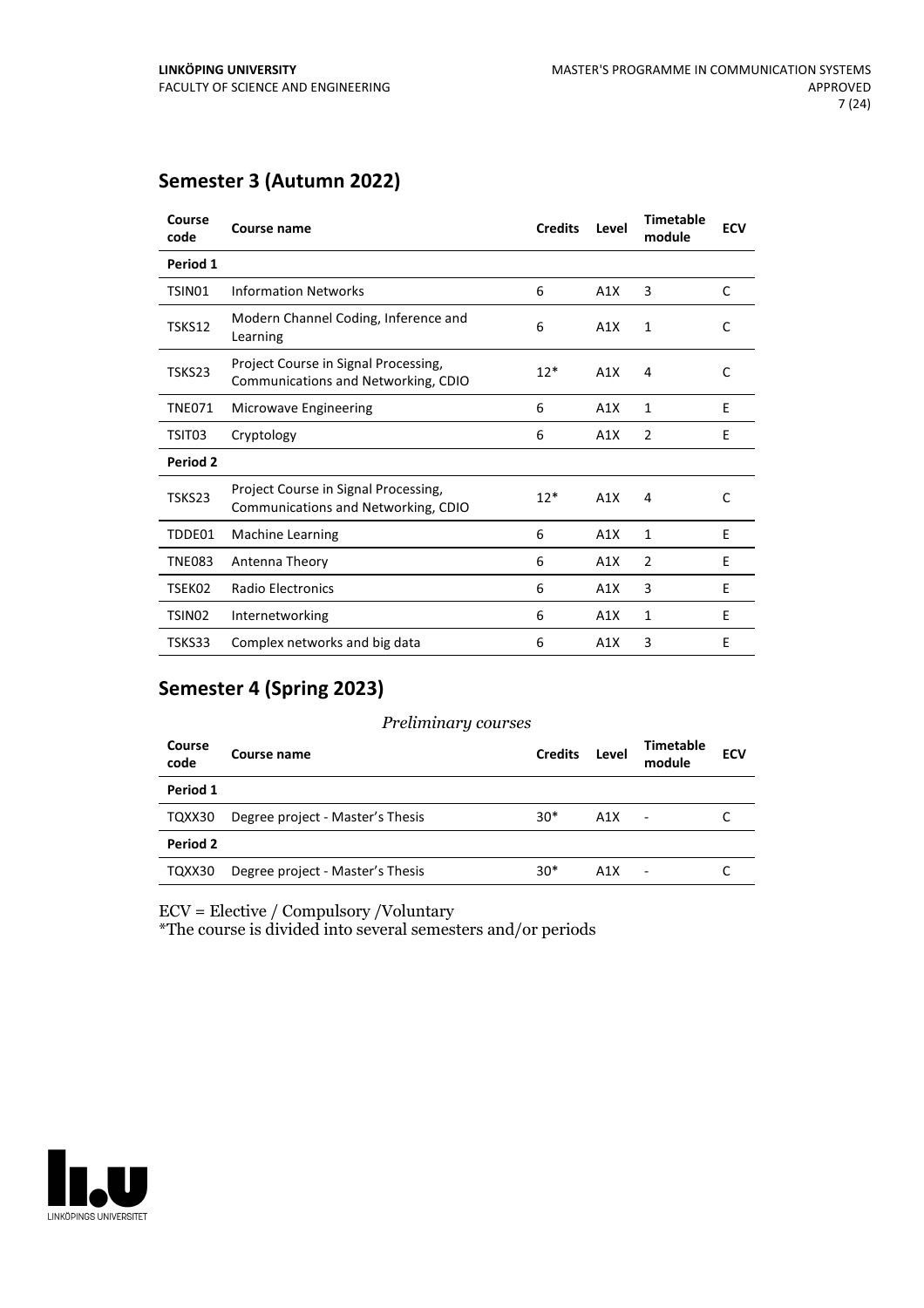## Semester 3 (Autumn 2022)

| Course code | Course name | Credits | Level | Timetable module | ECV |
|---|---|---|---|---|---|
| **Period 1** | | | | | |
| TSIN01 | Information Networks | 6 | A1X | 3 | C |
| TSKS12 | Modern Channel Coding, Inference and Learning | 6 | A1X | 1 | C |
| TSKS23 | Project Course in Signal Processing, Communications and Networking, CDIO | 12* | A1X | 4 | C |
| TNE071 | Microwave Engineering | 6 | A1X | 1 | E |
| TSIT03 | Cryptology | 6 | A1X | 2 | E |
| **Period 2** | | | | | |
| TSKS23 | Project Course in Signal Processing, Communications and Networking, CDIO | 12* | A1X | 4 | C |
| TDDE01 | Machine Learning | 6 | A1X | 1 | E |
| TNE083 | Antenna Theory | 6 | A1X | 2 | E |
| TSEK02 | Radio Electronics | 6 | A1X | 3 | E |
| TSIN02 | Internetworking | 6 | A1X | 1 | E |
| TSKS33 | Complex networks and big data | 6 | A1X | 3 | E |

## Semester 4 (Spring 2023)

*Preliminary courses*

| Course code | Course name | Credits | Level | Timetable module | ECV |
|---|---|---|---|---|---|
| **Period 1** | | | | | |
| TQXX30 | Degree project - Master's Thesis | 30* | A1X | - | C |
| **Period 2** | | | | | |
| TQXX30 | Degree project - Master's Thesis | 30* | A1X | - | C |

ECV = Elective / Compulsory /Voluntary

*The course is divided into several semesters and/or periods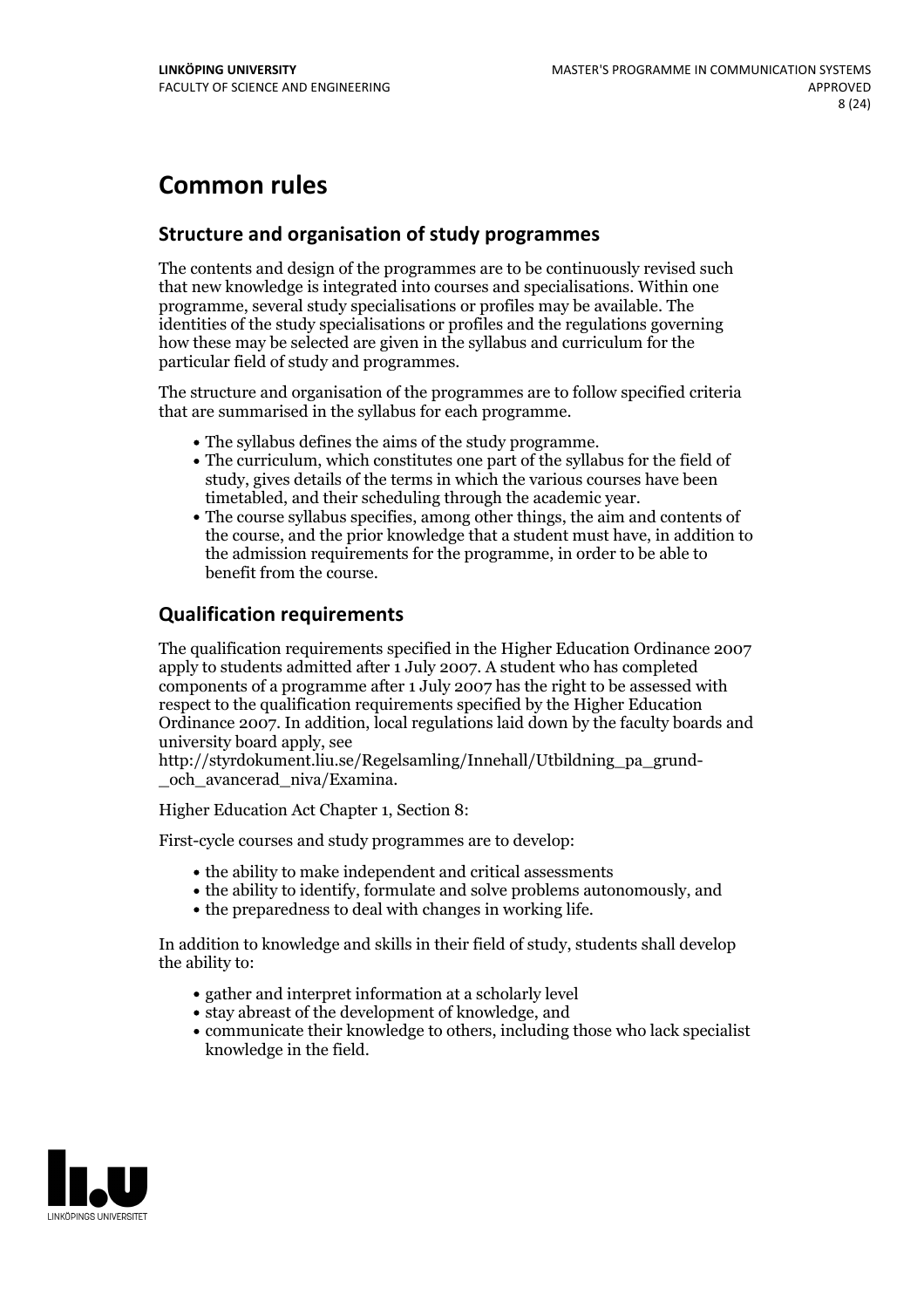# Common rules

## Structure and organisation of study programmes

The contents and design of the programmes are to be continuously revised such that new knowledge is integrated into courses and specialisations. Within one programme, several study specialisations or profiles may be available. The identities of the study specialisations or profiles and the regulations governing how these may be selected are given in the syllabus and curriculum for the particular field of study and programmes.

The structure and organisation of the programmes are to follow specified criteria that are summarised in the syllabus for each programme.

- The syllabus defines the aims of the study programme.
- The curriculum, which constitutes one part of the syllabus for the field of study, gives details of the terms in which the various courses have been timetabled, and their scheduling through the academic year.
- The course syllabus specifies, among other things, the aim and contents of the course, and the prior knowledge that a student must have, in addition to the admission requirements for the programme, in order to be able to benefit from the course.

## Qualification requirements

The qualification requirements specified in the Higher Education Ordinance 2007 apply to students admitted after 1 July 2007. A student who has completed components of a programme after 1 July 2007 has the right to be assessed with respect to the qualification requirements specified by the Higher Education Ordinance 2007. In addition, local regulations laid down by the faculty boards and university board apply, see http://styrdokument.liu.se/Regelsamling/Innehall/Utbildning_pa_grund-_och_avancerad_niva/Examina.

Higher Education Act Chapter 1, Section 8:

First-cycle courses and study programmes are to develop:

- the ability to make independent and critical assessments
- the ability to identify, formulate and solve problems autonomously, and
- the preparedness to deal with changes in working life.

In addition to knowledge and skills in their field of study, students shall develop the ability to:

- gather and interpret information at a scholarly level
- stay abreast of the development of knowledge, and
- communicate their knowledge to others, including those who lack specialist knowledge in the field.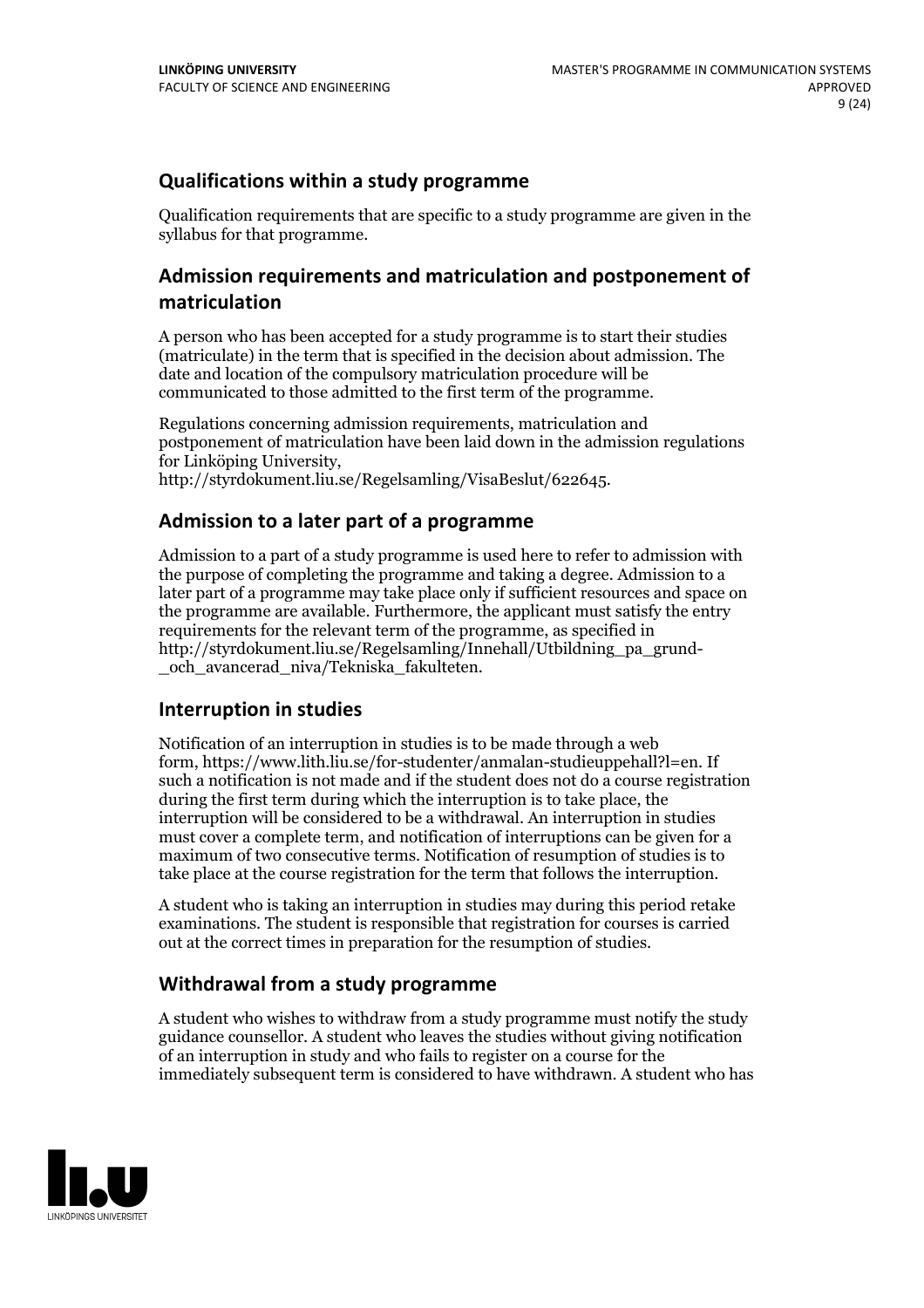## Qualifications within a study programme

Qualification requirements that are specific to a study programme are given in the syllabus for that programme.

## Admission requirements and matriculation and postponement of matriculation

A person who has been accepted for a study programme is to start their studies (matriculate) in the term that is specified in the decision about admission. The date and location of the compulsory matriculation procedure will be communicated to those admitted to the first term of the programme.

Regulations concerning admission requirements, matriculation and postponement of matriculation have been laid down in the admission regulations for Linköping University, http://styrdokument.liu.se/Regelsamling/VisaBeslut/622645.

## Admission to a later part of a programme

Admission to a part of a study programme is used here to refer to admission with the purpose of completing the programme and taking a degree. Admission to a later part of a programme may take place only if sufficient resources and space on the programme are available. Furthermore, the applicant must satisfy the entry requirements for the relevant term of the programme, as specified in http://styrdokument.liu.se/Regelsamling/Innehall/Utbildning_pa_grund-_och_avancerad_niva/Tekniska_fakulteten.

## Interruption in studies

Notification of an interruption in studies is to be made through a web form, https://www.lith.liu.se/for-studenter/anmalan-studieuppehall?l=en. If such a notification is not made and if the student does not do a course registration during the first term during which the interruption is to take place, the interruption will be considered to be a withdrawal. An interruption in studies must cover a complete term, and notification of interruptions can be given for a maximum of two consecutive terms. Notification of resumption of studies is to take place at the course registration for the term that follows the interruption.

A student who is taking an interruption in studies may during this period retake examinations. The student is responsible that registration for courses is carried out at the correct times in preparation for the resumption of studies.

## Withdrawal from a study programme

A student who wishes to withdraw from a study programme must notify the study guidance counsellor. A student who leaves the studies without giving notification of an interruption in study and who fails to register on a course for the immediately subsequent term is considered to have withdrawn. A student who has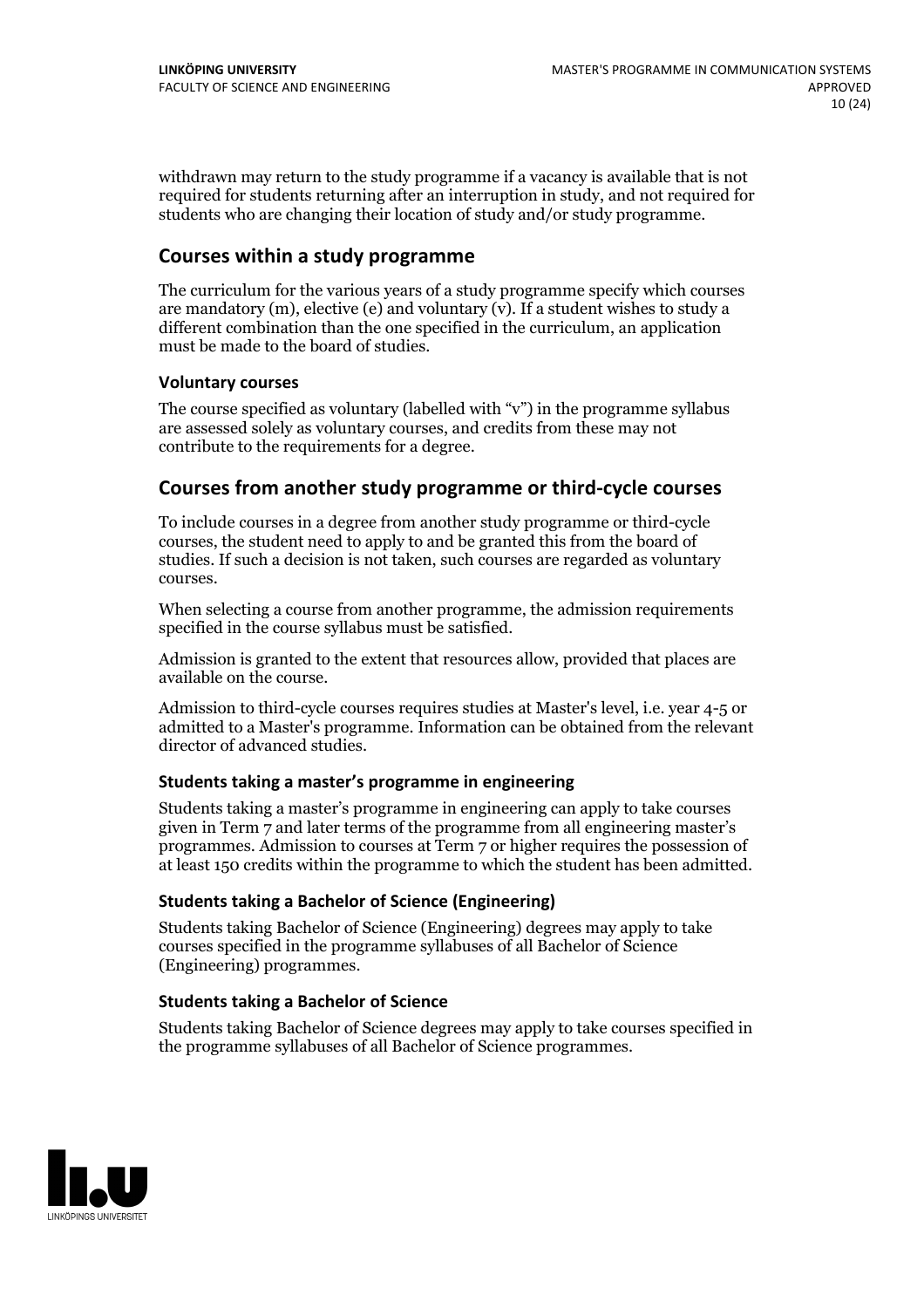withdrawn may return to the study programme if a vacancy is available that is not required for students returning after an interruption in study, and not required for students who are changing their location of study and/or study programme.

## Courses within a study programme

The curriculum for the various years of a study programme specify which courses are mandatory (m), elective (e) and voluntary (v). If a student wishes to study a different combination than the one specified in the curriculum, an application must be made to the board of studies.

### Voluntary courses

The course specified as voluntary (labelled with "v") in the programme syllabus are assessed solely as voluntary courses, and credits from these may not contribute to the requirements for a degree.

## Courses from another study programme or third-cycle courses

To include courses in a degree from another study programme or third-cycle courses, the student need to apply to and be granted this from the board of studies. If such a decision is not taken, such courses are regarded as voluntary courses.

When selecting a course from another programme, the admission requirements specified in the course syllabus must be satisfied.

Admission is granted to the extent that resources allow, provided that places are available on the course.

Admission to third-cycle courses requires studies at Master's level, i.e. year 4-5 or admitted to a Master's programme. Information can be obtained from the relevant director of advanced studies.

### Students taking a master's programme in engineering

Students taking a master's programme in engineering can apply to take courses given in Term 7 and later terms of the programme from all engineering master's programmes. Admission to courses at Term 7 or higher requires the possession of at least 150 credits within the programme to which the student has been admitted.

### Students taking a Bachelor of Science (Engineering)

Students taking Bachelor of Science (Engineering) degrees may apply to take courses specified in the programme syllabuses of all Bachelor of Science (Engineering) programmes.

### Students taking a Bachelor of Science

Students taking Bachelor of Science degrees may apply to take courses specified in the programme syllabuses of all Bachelor of Science programmes.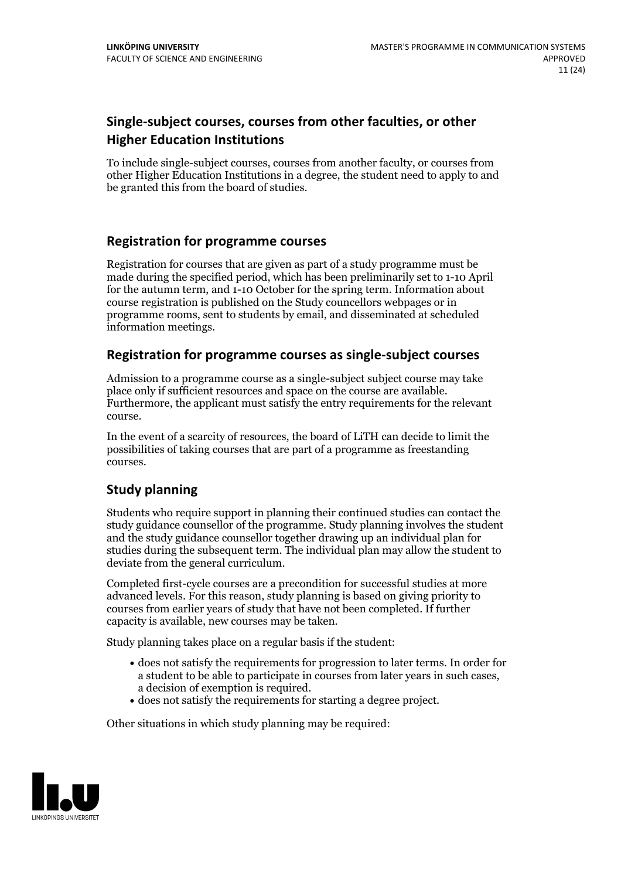## Single-subject courses, courses from other faculties, or other Higher Education Institutions

To include single-subject courses, courses from another faculty, or courses from other Higher Education Institutions in a degree, the student need to apply to and be granted this from the board of studies.

## Registration for programme courses

Registration for courses that are given as part of a study programme must be made during the specified period, which has been preliminarily set to 1-10 April for the autumn term, and 1-10 October for the spring term. Information about course registration is published on the Study councellors webpages or in programme rooms, sent to students by email, and disseminated at scheduled information meetings.

## Registration for programme courses as single-subject courses

Admission to a programme course as a single-subject subject course may take place only if sufficient resources and space on the course are available. Furthermore, the applicant must satisfy the entry requirements for the relevant course.

In the event of a scarcity of resources, the board of LiTH can decide to limit the possibilities of taking courses that are part of a programme as freestanding courses.

## Study planning

Students who require support in planning their continued studies can contact the study guidance counsellor of the programme. Study planning involves the student and the study guidance counsellor together drawing up an individual plan for studies during the subsequent term. The individual plan may allow the student to deviate from the general curriculum.

Completed first-cycle courses are a precondition for successful studies at more advanced levels. For this reason, study planning is based on giving priority to courses from earlier years of study that have not been completed. If further capacity is available, new courses may be taken.

Study planning takes place on a regular basis if the student:

- does not satisfy the requirements for progression to later terms. In order for a student to be able to participate in courses from later years in such cases, a decision of exemption is required.
- does not satisfy the requirements for starting a degree project.

Other situations in which study planning may be required: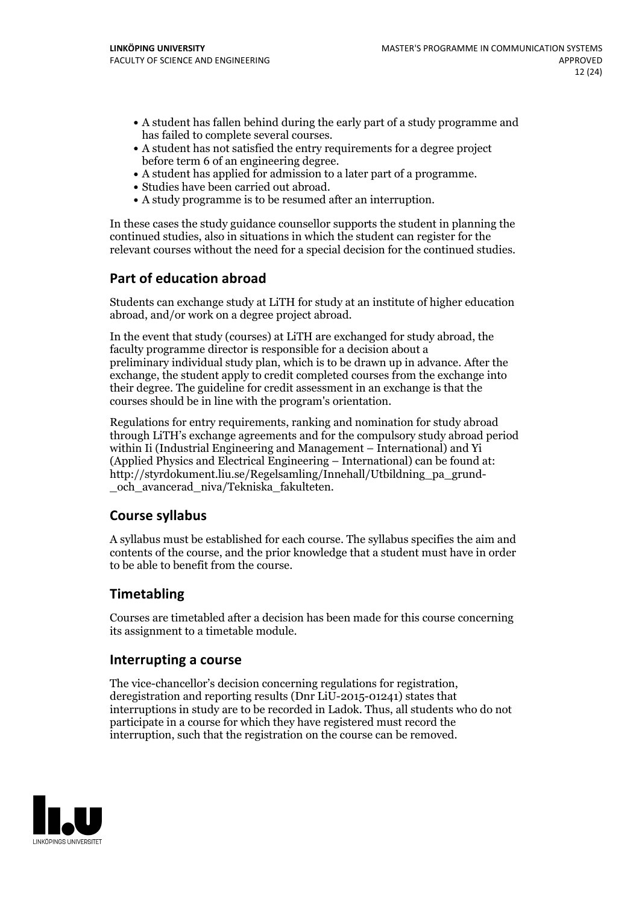- A student has fallen behind during the early part of a study programme and has failed to complete several courses.
- A student has not satisfied the entry requirements for a degree project before term 6 of an engineering degree.
- A student has applied for admission to a later part of a programme.
- Studies have been carried out abroad.
- A study programme is to be resumed after an interruption.

In these cases the study guidance counsellor supports the student in planning the continued studies, also in situations in which the student can register for the relevant courses without the need for a special decision for the continued studies.

## Part of education abroad

Students can exchange study at LiTH for study at an institute of higher education abroad, and/or work on a degree project abroad.

In the event that study (courses) at LiTH are exchanged for study abroad, the faculty programme director is responsible for a decision about a preliminary individual study plan, which is to be drawn up in advance. After the exchange, the student apply to credit completed courses from the exchange into their degree. The guideline for credit assessment in an exchange is that the courses should be in line with the program's orientation.

Regulations for entry requirements, ranking and nomination for study abroad through LiTH's exchange agreements and for the compulsory study abroad period within Ii (Industrial Engineering and Management – International) and Yi (Applied Physics and Electrical Engineering – International) can be found at: http://styrdokument.liu.se/Regelsamling/Innehall/Utbildning_pa_grund-_och_avancerad_niva/Tekniska_fakulteten.

## Course syllabus

A syllabus must be established for each course. The syllabus specifies the aim and contents of the course, and the prior knowledge that a student must have in order to be able to benefit from the course.

## Timetabling

Courses are timetabled after a decision has been made for this course concerning its assignment to a timetable module.

## Interrupting a course

The vice-chancellor's decision concerning regulations for registration, deregistration and reporting results (Dnr LiU-2015-01241) states that interruptions in study are to be recorded in Ladok. Thus, all students who do not participate in a course for which they have registered must record the interruption, such that the registration on the course can be removed.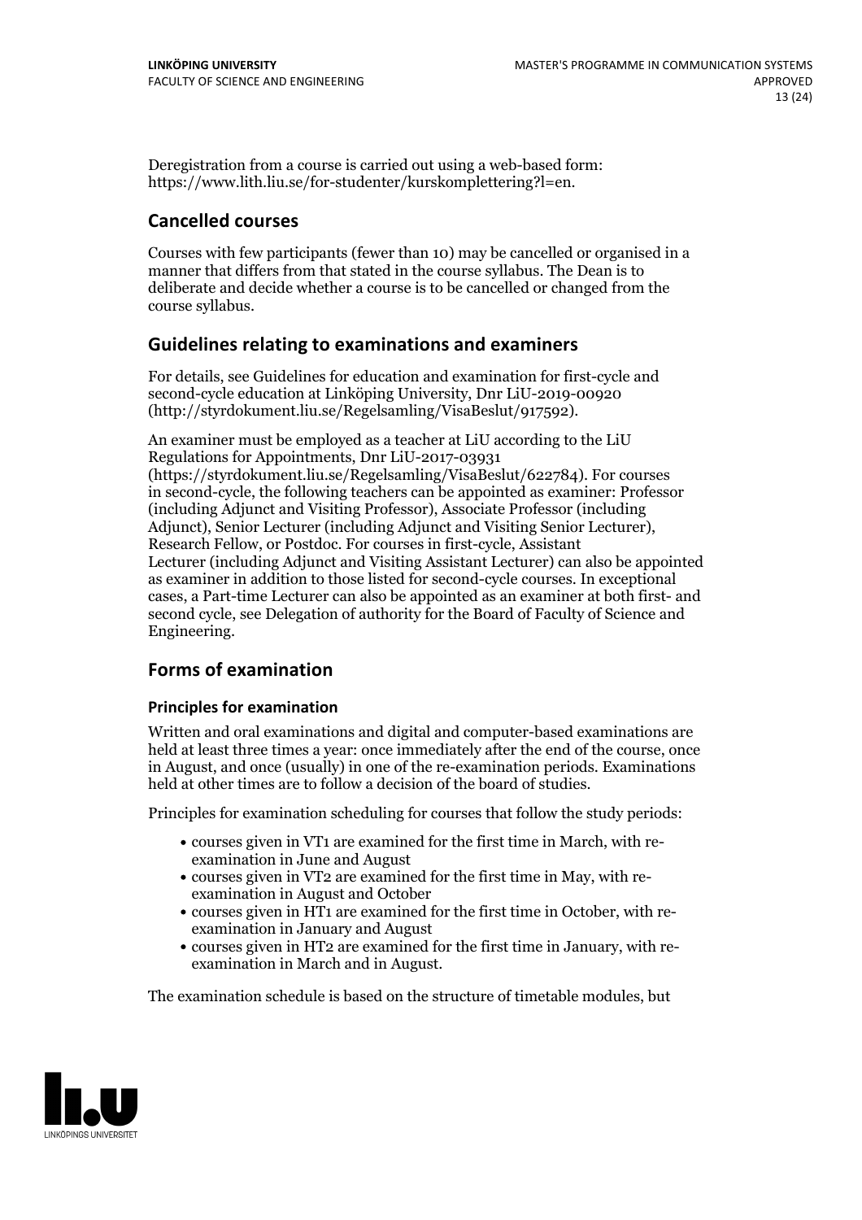Deregistration from a course is carried out using a web-based form: https://www.lith.liu.se/for-studenter/kurskomplettering?l=en.

## Cancelled courses

Courses with few participants (fewer than 10) may be cancelled or organised in a manner that differs from that stated in the course syllabus. The Dean is to deliberate and decide whether a course is to be cancelled or changed from the course syllabus.

## Guidelines relating to examinations and examiners

For details, see Guidelines for education and examination for first-cycle and second-cycle education at Linköping University, Dnr LiU-2019-00920 (http://styrdokument.liu.se/Regelsamling/VisaBeslut/917592).

An examiner must be employed as a teacher at LiU according to the LiU Regulations for Appointments, Dnr LiU-2017-03931 (https://styrdokument.liu.se/Regelsamling/VisaBeslut/622784). For courses in second-cycle, the following teachers can be appointed as examiner: Professor (including Adjunct and Visiting Professor), Associate Professor (including Adjunct), Senior Lecturer (including Adjunct and Visiting Senior Lecturer), Research Fellow, or Postdoc. For courses in first-cycle, Assistant Lecturer (including Adjunct and Visiting Assistant Lecturer) can also be appointed as examiner in addition to those listed for second-cycle courses. In exceptional cases, a Part-time Lecturer can also be appointed as an examiner at both first- and second cycle, see Delegation of authority for the Board of Faculty of Science and Engineering.

## Forms of examination

### Principles for examination

Written and oral examinations and digital and computer-based examinations are held at least three times a year: once immediately after the end of the course, once in August, and once (usually) in one of the re-examination periods. Examinations held at other times are to follow a decision of the board of studies.

Principles for examination scheduling for courses that follow the study periods:

- courses given in VT1 are examined for the first time in March, with re-examination in June and August
- courses given in VT2 are examined for the first time in May, with re-examination in August and October
- courses given in HT1 are examined for the first time in October, with re-examination in January and August
- courses given in HT2 are examined for the first time in January, with re-examination in March and in August.

The examination schedule is based on the structure of timetable modules, but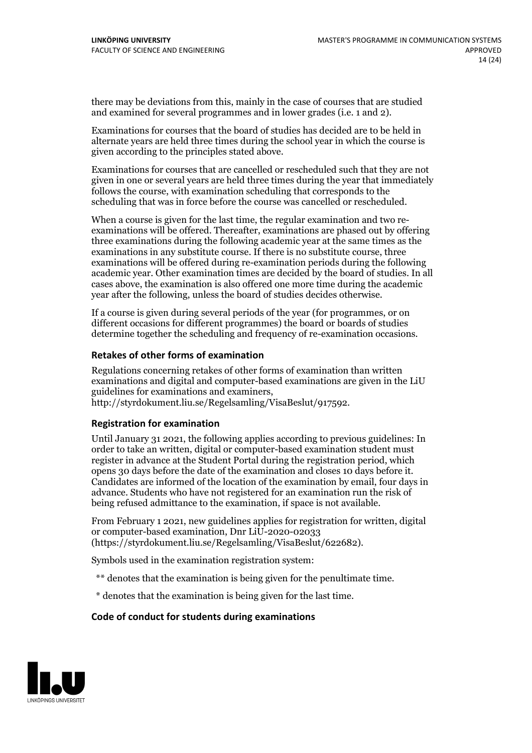there may be deviations from this, mainly in the case of courses that are studied and examined for several programmes and in lower grades (i.e. 1 and 2).

Examinations for courses that the board of studies has decided are to be held in alternate years are held three times during the school year in which the course is given according to the principles stated above.

Examinations for courses that are cancelled or rescheduled such that they are not given in one or several years are held three times during the year that immediately follows the course, with examination scheduling that corresponds to the scheduling that was in force before the course was cancelled or rescheduled.

When a course is given for the last time, the regular examination and two re-examinations will be offered. Thereafter, examinations are phased out by offering three examinations during the following academic year at the same times as the examinations in any substitute course. If there is no substitute course, three examinations will be offered during re-examination periods during the following academic year. Other examination times are decided by the board of studies. In all cases above, the examination is also offered one more time during the academic year after the following, unless the board of studies decides otherwise.

If a course is given during several periods of the year (for programmes, or on different occasions for different programmes) the board or boards of studies determine together the scheduling and frequency of re-examination occasions.

### Retakes of other forms of examination

Regulations concerning retakes of other forms of examination than written examinations and digital and computer-based examinations are given in the LiU guidelines for examinations and examiners, http://styrdokument.liu.se/Regelsamling/VisaBeslut/917592.

### Registration for examination

Until January 31 2021, the following applies according to previous guidelines: In order to take an written, digital or computer-based examination student must register in advance at the Student Portal during the registration period, which opens 30 days before the date of the examination and closes 10 days before it. Candidates are informed of the location of the examination by email, four days in advance. Students who have not registered for an examination run the risk of being refused admittance to the examination, if space is not available.

From February 1 2021, new guidelines applies for registration for written, digital or computer-based examination, Dnr LiU-2020-02033 (https://styrdokument.liu.se/Regelsamling/VisaBeslut/622682).

Symbols used in the examination registration system:

** denotes that the examination is being given for the penultimate time.

* denotes that the examination is being given for the last time.

### Code of conduct for students during examinations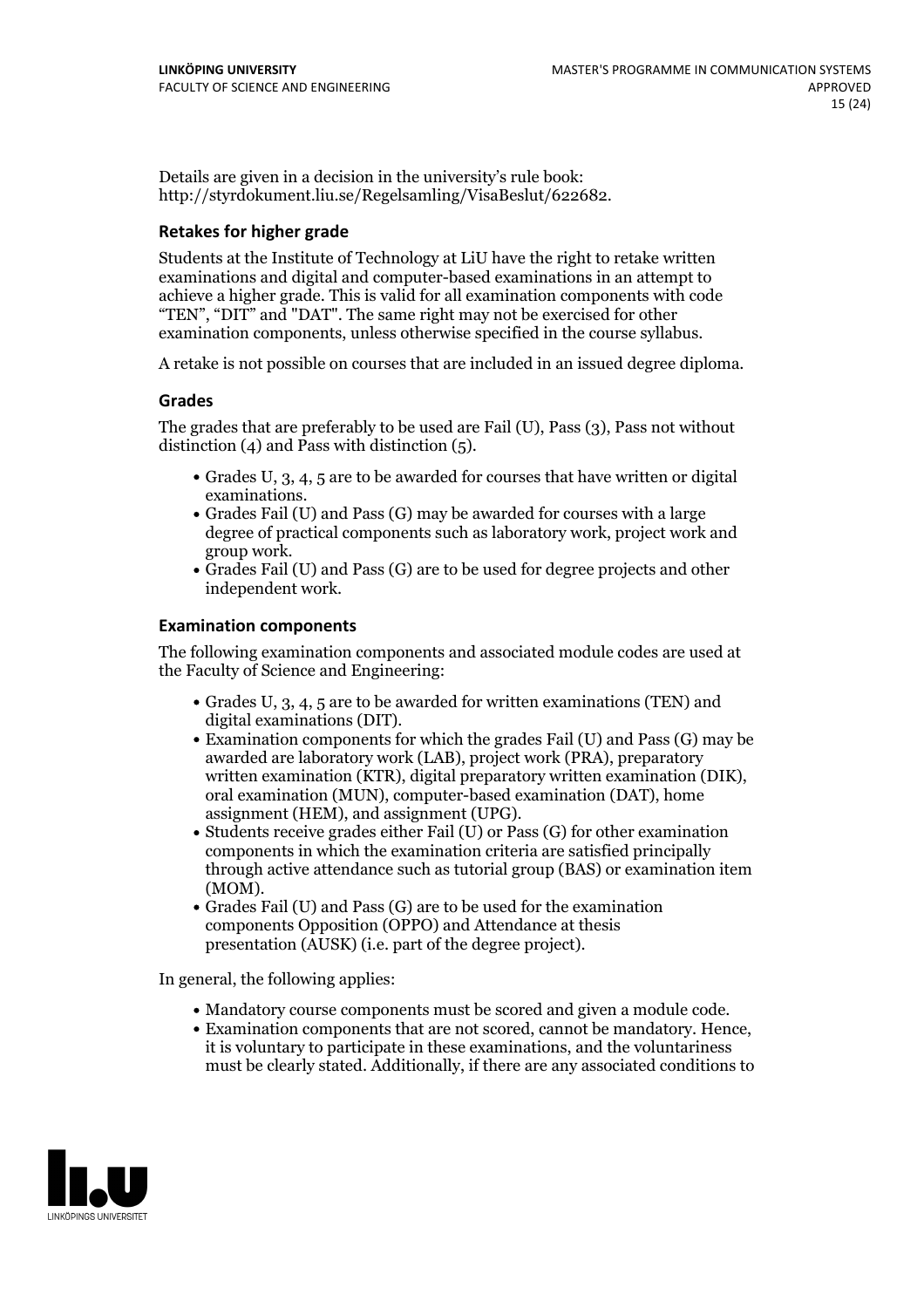Details are given in a decision in the university's rule book: http://styrdokument.liu.se/Regelsamling/VisaBeslut/622682.

### Retakes for higher grade

Students at the Institute of Technology at LiU have the right to retake written examinations and digital and computer-based examinations in an attempt to achieve a higher grade. This is valid for all examination components with code "TEN", "DIT" and "DAT". The same right may not be exercised for other examination components, unless otherwise specified in the course syllabus.

A retake is not possible on courses that are included in an issued degree diploma.

### Grades

The grades that are preferably to be used are Fail (U), Pass (3), Pass not without distinction (4) and Pass with distinction (5).

- Grades U, 3, 4, 5 are to be awarded for courses that have written or digital examinations.
- Grades Fail (U) and Pass (G) may be awarded for courses with a large degree of practical components such as laboratory work, project work and group work.
- Grades Fail (U) and Pass (G) are to be used for degree projects and other independent work.

### Examination components

The following examination components and associated module codes are used at the Faculty of Science and Engineering:

- Grades U, 3, 4, 5 are to be awarded for written examinations (TEN) and digital examinations (DIT).
- Examination components for which the grades Fail (U) and Pass (G) may be awarded are laboratory work (LAB), project work (PRA), preparatory written examination (KTR), digital preparatory written examination (DIK), oral examination (MUN), computer-based examination (DAT), home assignment (HEM), and assignment (UPG).
- Students receive grades either Fail (U) or Pass (G) for other examination components in which the examination criteria are satisfied principally through active attendance such as tutorial group (BAS) or examination item (MOM).
- Grades Fail (U) and Pass (G) are to be used for the examination components Opposition (OPPO) and Attendance at thesis presentation (AUSK) (i.e. part of the degree project).

In general, the following applies:

- Mandatory course components must be scored and given a module code.
- Examination components that are not scored, cannot be mandatory. Hence, it is voluntary to participate in these examinations, and the voluntariness must be clearly stated. Additionally, if there are any associated conditions to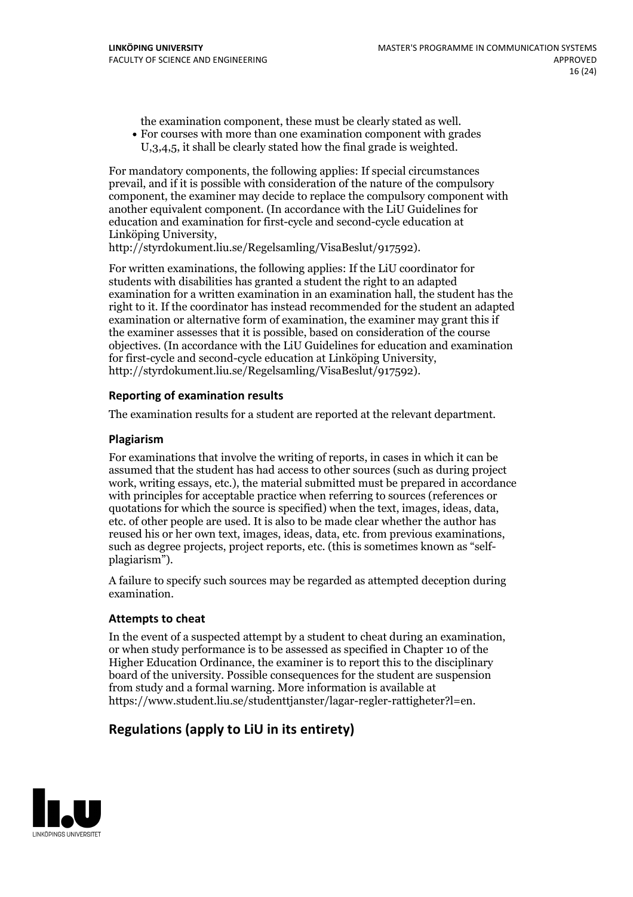the examination component, these must be clearly stated as well.

- For courses with more than one examination component with grades U,3,4,5, it shall be clearly stated how the final grade is weighted.

For mandatory components, the following applies: If special circumstances prevail, and if it is possible with consideration of the nature of the compulsory component, the examiner may decide to replace the compulsory component with another equivalent component. (In accordance with the LiU Guidelines for education and examination for first-cycle and second-cycle education at Linköping University, http://styrdokument.liu.se/Regelsamling/VisaBeslut/917592).

For written examinations, the following applies: If the LiU coordinator for students with disabilities has granted a student the right to an adapted examination for a written examination in an examination hall, the student has the right to it. If the coordinator has instead recommended for the student an adapted examination or alternative form of examination, the examiner may grant this if the examiner assesses that it is possible, based on consideration of the course objectives. (In accordance with the LiU Guidelines for education and examination for first-cycle and second-cycle education at Linköping University, http://styrdokument.liu.se/Regelsamling/VisaBeslut/917592).

### Reporting of examination results

The examination results for a student are reported at the relevant department.

### Plagiarism

For examinations that involve the writing of reports, in cases in which it can be assumed that the student has had access to other sources (such as during project work, writing essays, etc.), the material submitted must be prepared in accordance with principles for acceptable practice when referring to sources (references or quotations for which the source is specified) when the text, images, ideas, data, etc. of other people are used. It is also to be made clear whether the author has reused his or her own text, images, ideas, data, etc. from previous examinations, such as degree projects, project reports, etc. (this is sometimes known as "self-plagiarism").

A failure to specify such sources may be regarded as attempted deception during examination.

### Attempts to cheat

In the event of a suspected attempt by a student to cheat during an examination, or when study performance is to be assessed as specified in Chapter 10 of the Higher Education Ordinance, the examiner is to report this to the disciplinary board of the university. Possible consequences for the student are suspension from study and a formal warning. More information is available at https://www.student.liu.se/studenttjanster/lagar-regler-rattigheter?l=en.

## Regulations (apply to LiU in its entirety)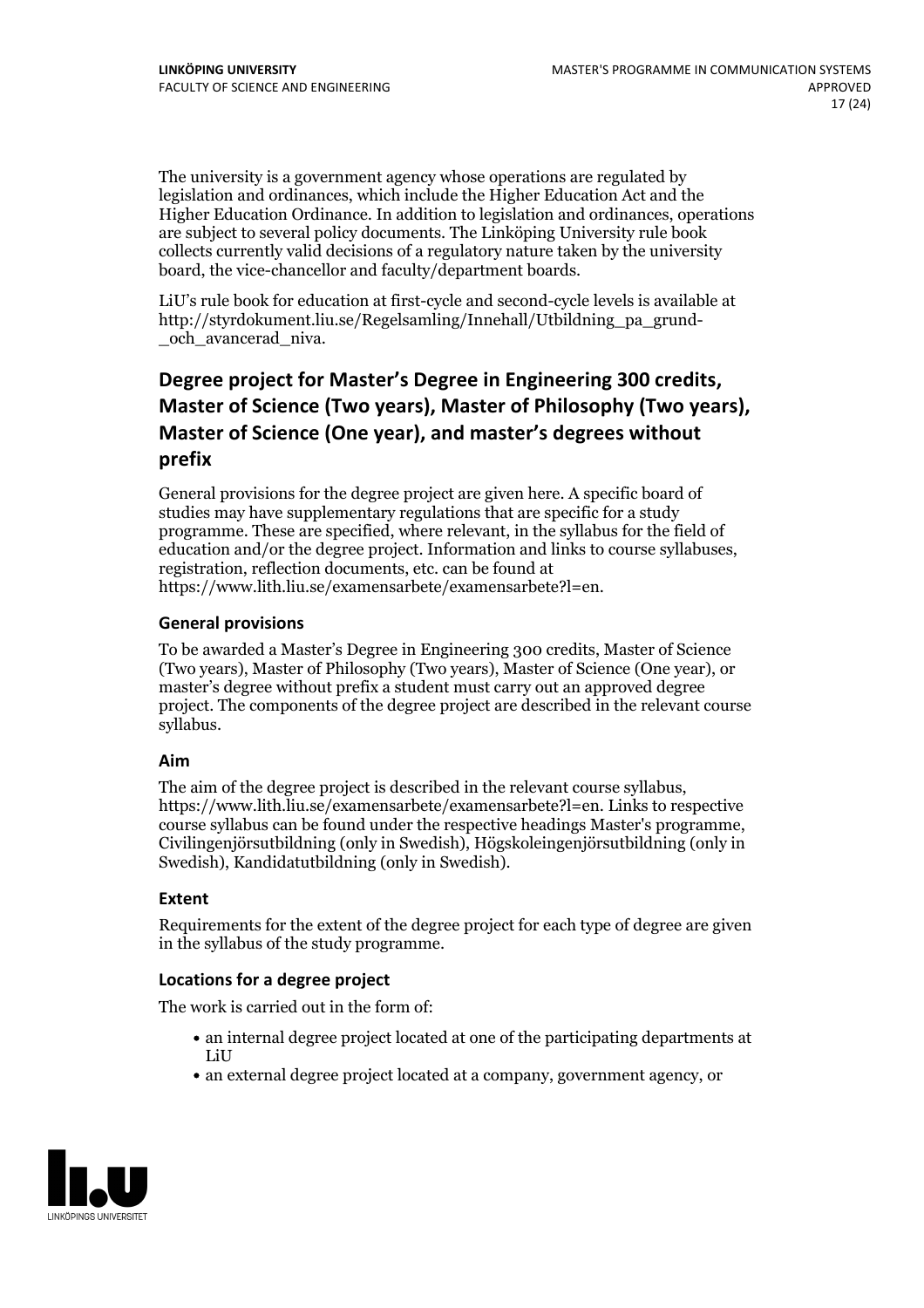The university is a government agency whose operations are regulated by legislation and ordinances, which include the Higher Education Act and the Higher Education Ordinance. In addition to legislation and ordinances, operations are subject to several policy documents. The Linköping University rule book collects currently valid decisions of a regulatory nature taken by the university board, the vice-chancellor and faculty/department boards.

LiU's rule book for education at first-cycle and second-cycle levels is available at http://styrdokument.liu.se/Regelsamling/Innehall/Utbildning_pa_grund-_och_avancerad_niva.

## Degree project for Master's Degree in Engineering 300 credits, Master of Science (Two years), Master of Philosophy (Two years), Master of Science (One year), and master's degrees without prefix

General provisions for the degree project are given here. A specific board of studies may have supplementary regulations that are specific for a study programme. These are specified, where relevant, in the syllabus for the field of education and/or the degree project. Information and links to course syllabuses, registration, reflection documents, etc. can be found at https://www.lith.liu.se/examensarbete/examensarbete?l=en.

### General provisions

To be awarded a Master's Degree in Engineering 300 credits, Master of Science (Two years), Master of Philosophy (Two years), Master of Science (One year), or master's degree without prefix a student must carry out an approved degree project. The components of the degree project are described in the relevant course syllabus.

### Aim

The aim of the degree project is described in the relevant course syllabus, https://www.lith.liu.se/examensarbete/examensarbete?l=en. Links to respective course syllabus can be found under the respective headings Master's programme, Civilingenjörsutbildning (only in Swedish), Högskoleingenjörsutbildning (only in Swedish), Kandidatutbildning (only in Swedish).

### Extent

Requirements for the extent of the degree project for each type of degree are given in the syllabus of the study programme.

### Locations for a degree project

The work is carried out in the form of:

- an internal degree project located at one of the participating departments at LiU
- an external degree project located at a company, government agency, or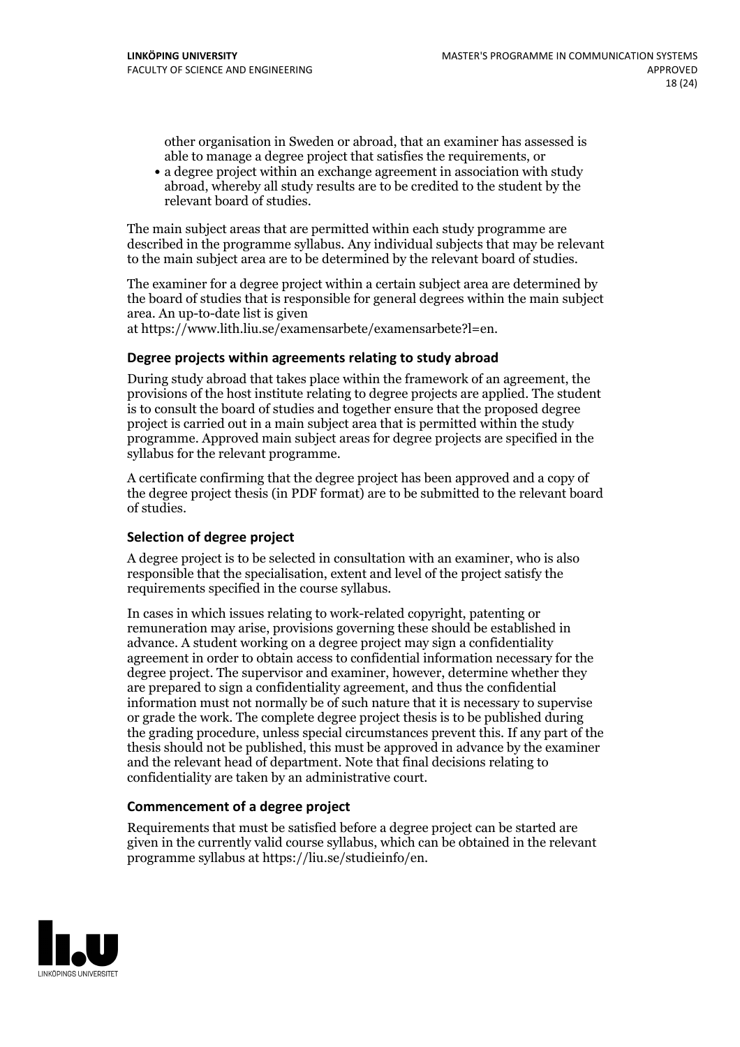other organisation in Sweden or abroad, that an examiner has assessed is able to manage a degree project that satisfies the requirements, or
- a degree project within an exchange agreement in association with study abroad, whereby all study results are to be credited to the student by the relevant board of studies.

The main subject areas that are permitted within each study programme are described in the programme syllabus. Any individual subjects that may be relevant to the main subject area are to be determined by the relevant board of studies.

The examiner for a degree project within a certain subject area are determined by the board of studies that is responsible for general degrees within the main subject area. An up-to-date list is given at https://www.lith.liu.se/examensarbete/examensarbete?l=en.

### Degree projects within agreements relating to study abroad

During study abroad that takes place within the framework of an agreement, the provisions of the host institute relating to degree projects are applied. The student is to consult the board of studies and together ensure that the proposed degree project is carried out in a main subject area that is permitted within the study programme. Approved main subject areas for degree projects are specified in the syllabus for the relevant programme.

A certificate confirming that the degree project has been approved and a copy of the degree project thesis (in PDF format) are to be submitted to the relevant board of studies.

### Selection of degree project

A degree project is to be selected in consultation with an examiner, who is also responsible that the specialisation, extent and level of the project satisfy the requirements specified in the course syllabus.

In cases in which issues relating to work-related copyright, patenting or remuneration may arise, provisions governing these should be established in advance. A student working on a degree project may sign a confidentiality agreement in order to obtain access to confidential information necessary for the degree project. The supervisor and examiner, however, determine whether they are prepared to sign a confidentiality agreement, and thus the confidential information must not normally be of such nature that it is necessary to supervise or grade the work. The complete degree project thesis is to be published during the grading procedure, unless special circumstances prevent this. If any part of the thesis should not be published, this must be approved in advance by the examiner and the relevant head of department. Note that final decisions relating to confidentiality are taken by an administrative court.

### Commencement of a degree project

Requirements that must be satisfied before a degree project can be started are given in the currently valid course syllabus, which can be obtained in the relevant programme syllabus at https://liu.se/studieinfo/en.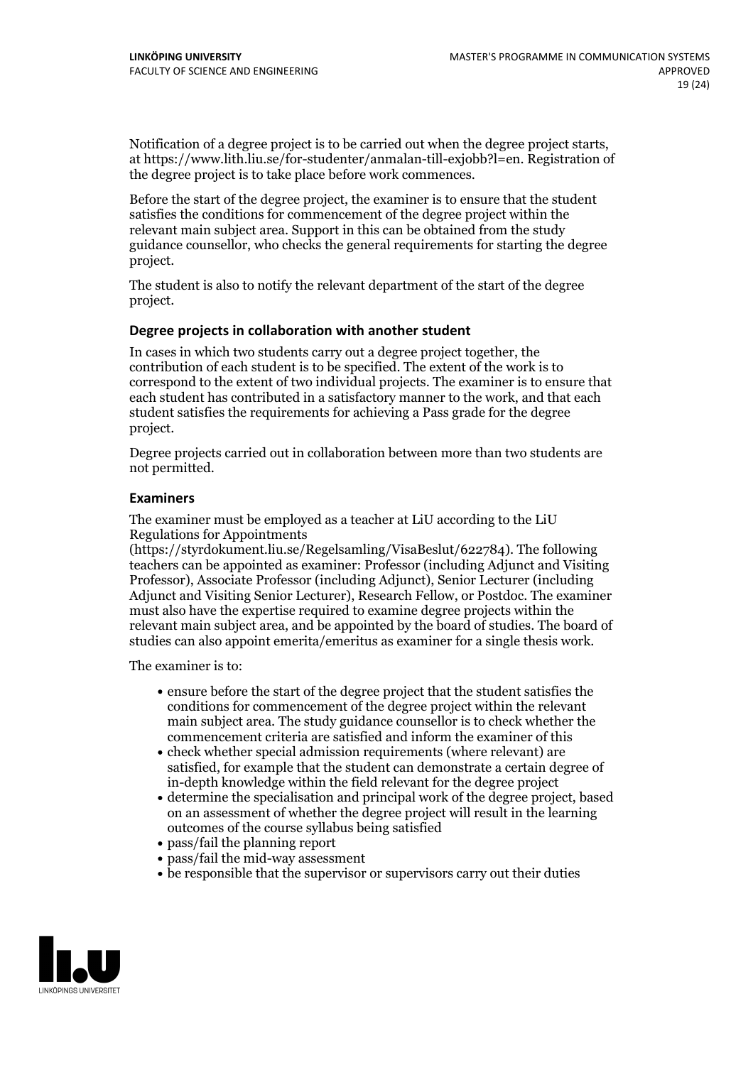Notification of a degree project is to be carried out when the degree project starts, at https://www.lith.liu.se/for-studenter/anmalan-till-exjobb?l=en. Registration of the degree project is to take place before work commences.

Before the start of the degree project, the examiner is to ensure that the student satisfies the conditions for commencement of the degree project within the relevant main subject area. Support in this can be obtained from the study guidance counsellor, who checks the general requirements for starting the degree project.

The student is also to notify the relevant department of the start of the degree project.

### Degree projects in collaboration with another student

In cases in which two students carry out a degree project together, the contribution of each student is to be specified. The extent of the work is to correspond to the extent of two individual projects. The examiner is to ensure that each student has contributed in a satisfactory manner to the work, and that each student satisfies the requirements for achieving a Pass grade for the degree project.

Degree projects carried out in collaboration between more than two students are not permitted.

### Examiners

The examiner must be employed as a teacher at LiU according to the LiU Regulations for Appointments (https://styrdokument.liu.se/Regelsamling/VisaBeslut/622784). The following teachers can be appointed as examiner: Professor (including Adjunct and Visiting Professor), Associate Professor (including Adjunct), Senior Lecturer (including Adjunct and Visiting Senior Lecturer), Research Fellow, or Postdoc. The examiner must also have the expertise required to examine degree projects within the relevant main subject area, and be appointed by the board of studies. The board of studies can also appoint emerita/emeritus as examiner for a single thesis work.

The examiner is to:

- ensure before the start of the degree project that the student satisfies the conditions for commencement of the degree project within the relevant main subject area. The study guidance counsellor is to check whether the commencement criteria are satisfied and inform the examiner of this
- check whether special admission requirements (where relevant) are satisfied, for example that the student can demonstrate a certain degree of in-depth knowledge within the field relevant for the degree project
- determine the specialisation and principal work of the degree project, based on an assessment of whether the degree project will result in the learning outcomes of the course syllabus being satisfied
- pass/fail the planning report
- pass/fail the mid-way assessment
- be responsible that the supervisor or supervisors carry out their duties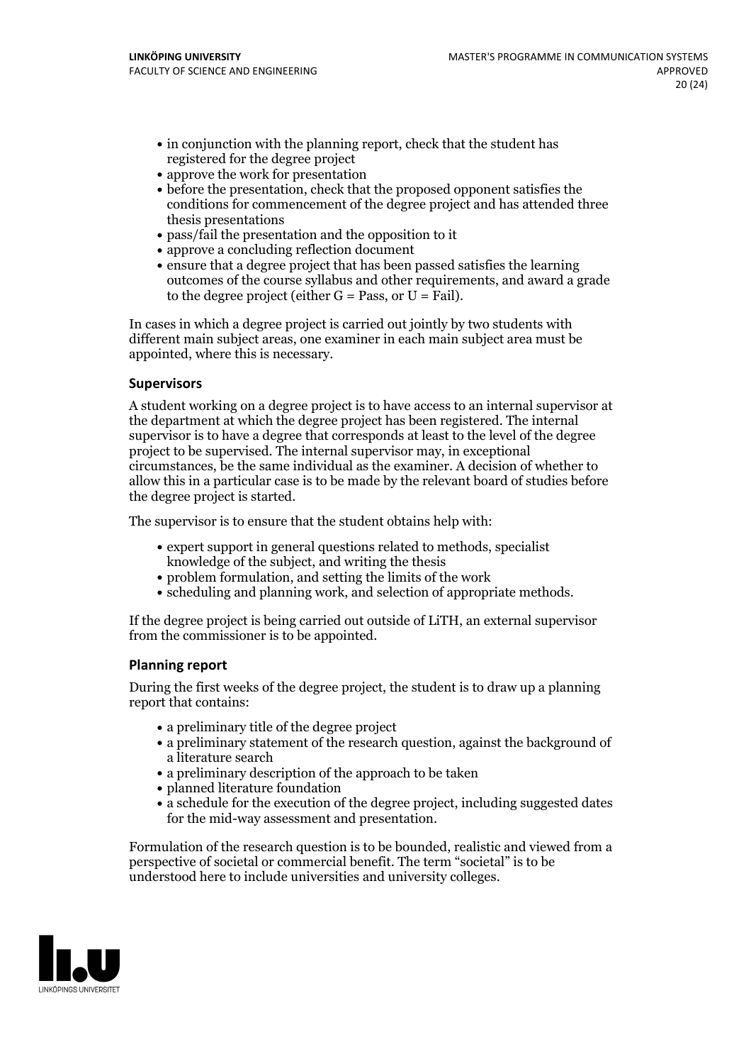- in conjunction with the planning report, check that the student has registered for the degree project
- approve the work for presentation
- before the presentation, check that the proposed opponent satisfies the conditions for commencement of the degree project and has attended three thesis presentations
- pass/fail the presentation and the opposition to it
- approve a concluding reflection document
- ensure that a degree project that has been passed satisfies the learning outcomes of the course syllabus and other requirements, and award a grade to the degree project (either G = Pass, or U = Fail).

In cases in which a degree project is carried out jointly by two students with different main subject areas, one examiner in each main subject area must be appointed, where this is necessary.

### Supervisors

A student working on a degree project is to have access to an internal supervisor at the department at which the degree project has been registered. The internal supervisor is to have a degree that corresponds at least to the level of the degree project to be supervised. The internal supervisor may, in exceptional circumstances, be the same individual as the examiner. A decision of whether to allow this in a particular case is to be made by the relevant board of studies before the degree project is started.

The supervisor is to ensure that the student obtains help with:

- expert support in general questions related to methods, specialist knowledge of the subject, and writing the thesis
- problem formulation, and setting the limits of the work
- scheduling and planning work, and selection of appropriate methods.

If the degree project is being carried out outside of LiTH, an external supervisor from the commissioner is to be appointed.

### Planning report

During the first weeks of the degree project, the student is to draw up a planning report that contains:

- a preliminary title of the degree project
- a preliminary statement of the research question, against the background of a literature search
- a preliminary description of the approach to be taken
- planned literature foundation
- a schedule for the execution of the degree project, including suggested dates for the mid-way assessment and presentation.

Formulation of the research question is to be bounded, realistic and viewed from a perspective of societal or commercial benefit. The term "societal" is to be understood here to include universities and university colleges.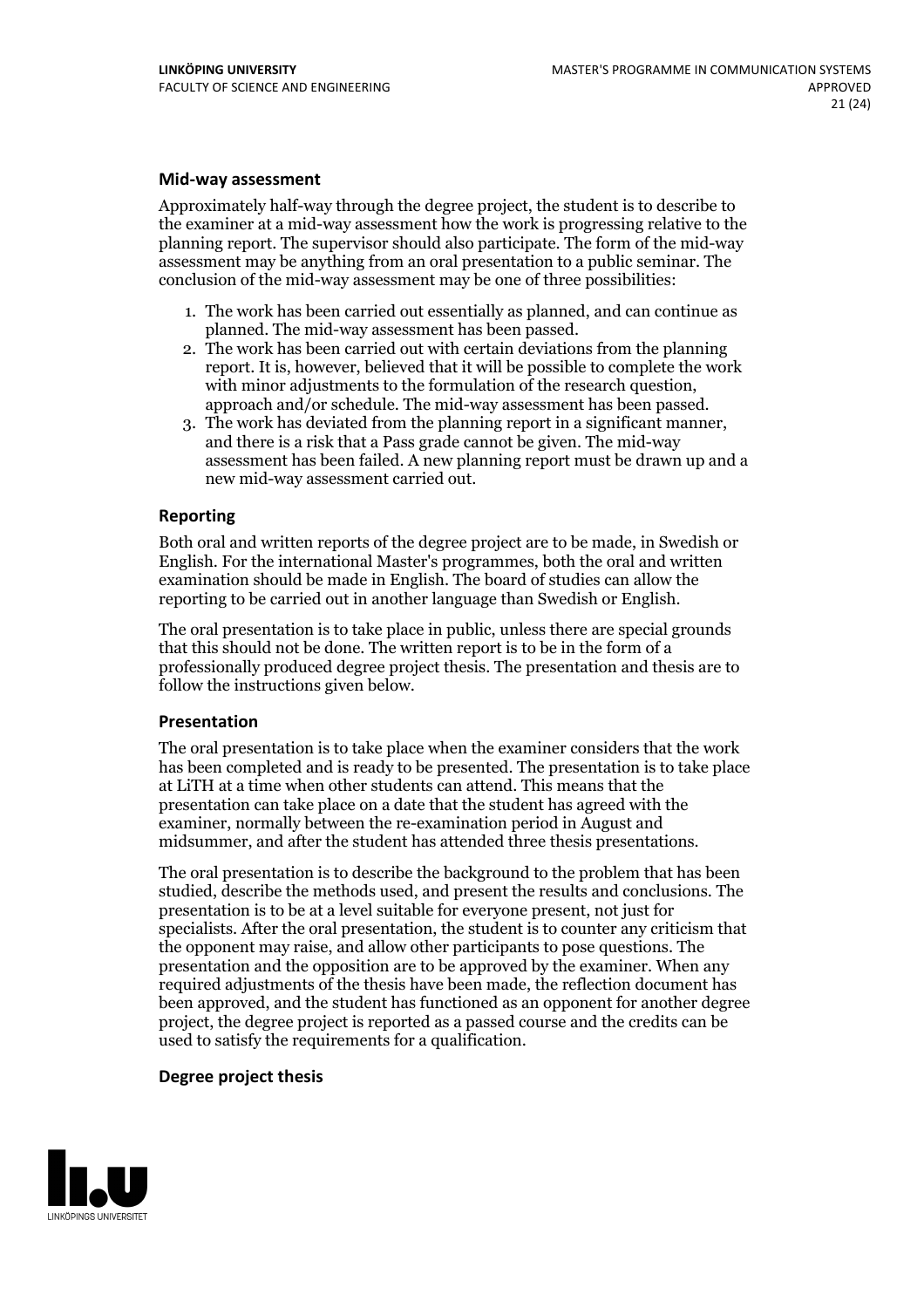### Mid-way assessment

Approximately half-way through the degree project, the student is to describe to the examiner at a mid-way assessment how the work is progressing relative to the planning report. The supervisor should also participate. The form of the mid-way assessment may be anything from an oral presentation to a public seminar. The conclusion of the mid-way assessment may be one of three possibilities:

1. The work has been carried out essentially as planned, and can continue as planned. The mid-way assessment has been passed.
2. The work has been carried out with certain deviations from the planning report. It is, however, believed that it will be possible to complete the work with minor adjustments to the formulation of the research question, approach and/or schedule. The mid-way assessment has been passed.
3. The work has deviated from the planning report in a significant manner, and there is a risk that a Pass grade cannot be given. The mid-way assessment has been failed. A new planning report must be drawn up and a new mid-way assessment carried out.

### Reporting

Both oral and written reports of the degree project are to be made, in Swedish or English. For the international Master's programmes, both the oral and written examination should be made in English. The board of studies can allow the reporting to be carried out in another language than Swedish or English.

The oral presentation is to take place in public, unless there are special grounds that this should not be done. The written report is to be in the form of a professionally produced degree project thesis. The presentation and thesis are to follow the instructions given below.

### Presentation

The oral presentation is to take place when the examiner considers that the work has been completed and is ready to be presented. The presentation is to take place at LiTH at a time when other students can attend. This means that the presentation can take place on a date that the student has agreed with the examiner, normally between the re-examination period in August and midsummer, and after the student has attended three thesis presentations.

The oral presentation is to describe the background to the problem that has been studied, describe the methods used, and present the results and conclusions. The presentation is to be at a level suitable for everyone present, not just for specialists. After the oral presentation, the student is to counter any criticism that the opponent may raise, and allow other participants to pose questions. The presentation and the opposition are to be approved by the examiner. When any required adjustments of the thesis have been made, the reflection document has been approved, and the student has functioned as an opponent for another degree project, the degree project is reported as a passed course and the credits can be used to satisfy the requirements for a qualification.

### Degree project thesis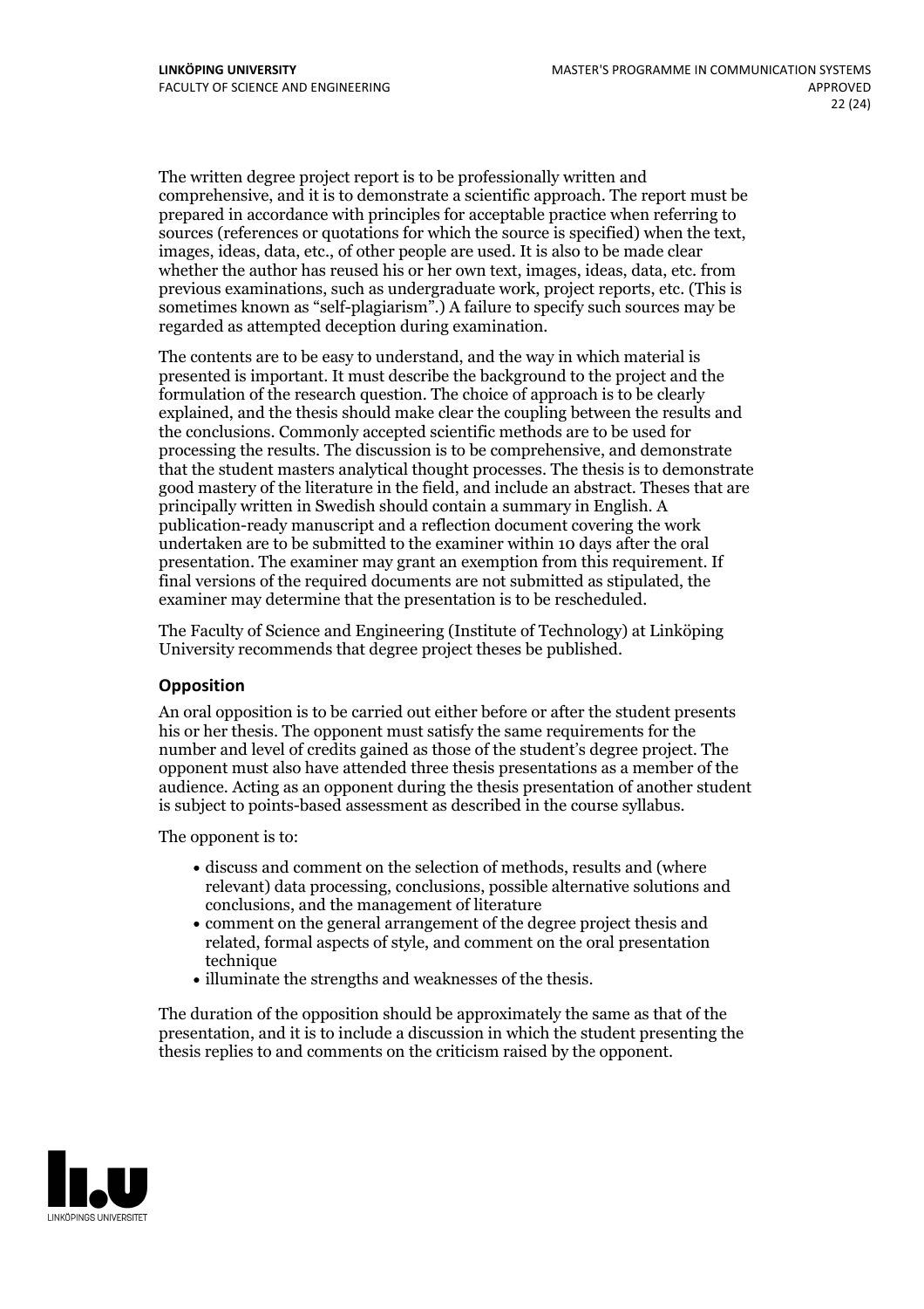The written degree project report is to be professionally written and comprehensive, and it is to demonstrate a scientific approach. The report must be prepared in accordance with principles for acceptable practice when referring to sources (references or quotations for which the source is specified) when the text, images, ideas, data, etc., of other people are used. It is also to be made clear whether the author has reused his or her own text, images, ideas, data, etc. from previous examinations, such as undergraduate work, project reports, etc. (This is sometimes known as "self-plagiarism".) A failure to specify such sources may be regarded as attempted deception during examination.

The contents are to be easy to understand, and the way in which material is presented is important. It must describe the background to the project and the formulation of the research question. The choice of approach is to be clearly explained, and the thesis should make clear the coupling between the results and the conclusions. Commonly accepted scientific methods are to be used for processing the results. The discussion is to be comprehensive, and demonstrate that the student masters analytical thought processes. The thesis is to demonstrate good mastery of the literature in the field, and include an abstract. Theses that are principally written in Swedish should contain a summary in English. A publication-ready manuscript and a reflection document covering the work undertaken are to be submitted to the examiner within 10 days after the oral presentation. The examiner may grant an exemption from this requirement. If final versions of the required documents are not submitted as stipulated, the examiner may determine that the presentation is to be rescheduled.

The Faculty of Science and Engineering (Institute of Technology) at Linköping University recommends that degree project theses be published.

### Opposition

An oral opposition is to be carried out either before or after the student presents his or her thesis. The opponent must satisfy the same requirements for the number and level of credits gained as those of the student's degree project. The opponent must also have attended three thesis presentations as a member of the audience. Acting as an opponent during the thesis presentation of another student is subject to points-based assessment as described in the course syllabus.

The opponent is to:

- discuss and comment on the selection of methods, results and (where relevant) data processing, conclusions, possible alternative solutions and conclusions, and the management of literature
- comment on the general arrangement of the degree project thesis and related, formal aspects of style, and comment on the oral presentation technique
- illuminate the strengths and weaknesses of the thesis.

The duration of the opposition should be approximately the same as that of the presentation, and it is to include a discussion in which the student presenting the thesis replies to and comments on the criticism raised by the opponent.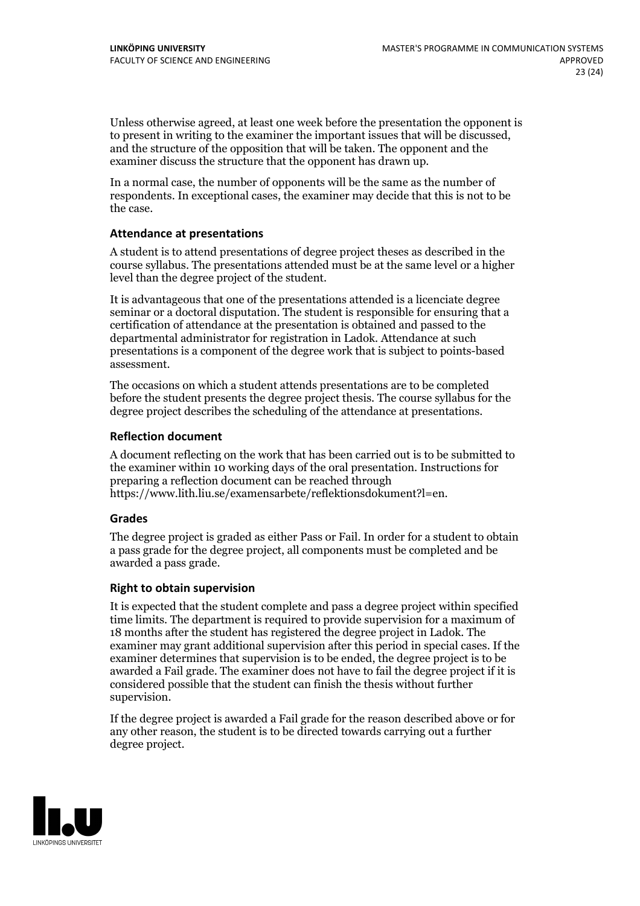Unless otherwise agreed, at least one week before the presentation the opponent is to present in writing to the examiner the important issues that will be discussed, and the structure of the opposition that will be taken. The opponent and the examiner discuss the structure that the opponent has drawn up.

In a normal case, the number of opponents will be the same as the number of respondents. In exceptional cases, the examiner may decide that this is not to be the case.

### Attendance at presentations

A student is to attend presentations of degree project theses as described in the course syllabus. The presentations attended must be at the same level or a higher level than the degree project of the student.

It is advantageous that one of the presentations attended is a licenciate degree seminar or a doctoral disputation. The student is responsible for ensuring that a certification of attendance at the presentation is obtained and passed to the departmental administrator for registration in Ladok. Attendance at such presentations is a component of the degree work that is subject to points-based assessment.

The occasions on which a student attends presentations are to be completed before the student presents the degree project thesis. The course syllabus for the degree project describes the scheduling of the attendance at presentations.

### Reflection document

A document reflecting on the work that has been carried out is to be submitted to the examiner within 10 working days of the oral presentation. Instructions for preparing a reflection document can be reached through https://www.lith.liu.se/examensarbete/reflektionsdokument?l=en.

### Grades

The degree project is graded as either Pass or Fail. In order for a student to obtain a pass grade for the degree project, all components must be completed and be awarded a pass grade.

### Right to obtain supervision

It is expected that the student complete and pass a degree project within specified time limits. The department is required to provide supervision for a maximum of 18 months after the student has registered the degree project in Ladok. The examiner may grant additional supervision after this period in special cases. If the examiner determines that supervision is to be ended, the degree project is to be awarded a Fail grade. The examiner does not have to fail the degree project if it is considered possible that the student can finish the thesis without further supervision.

If the degree project is awarded a Fail grade for the reason described above or for any other reason, the student is to be directed towards carrying out a further degree project.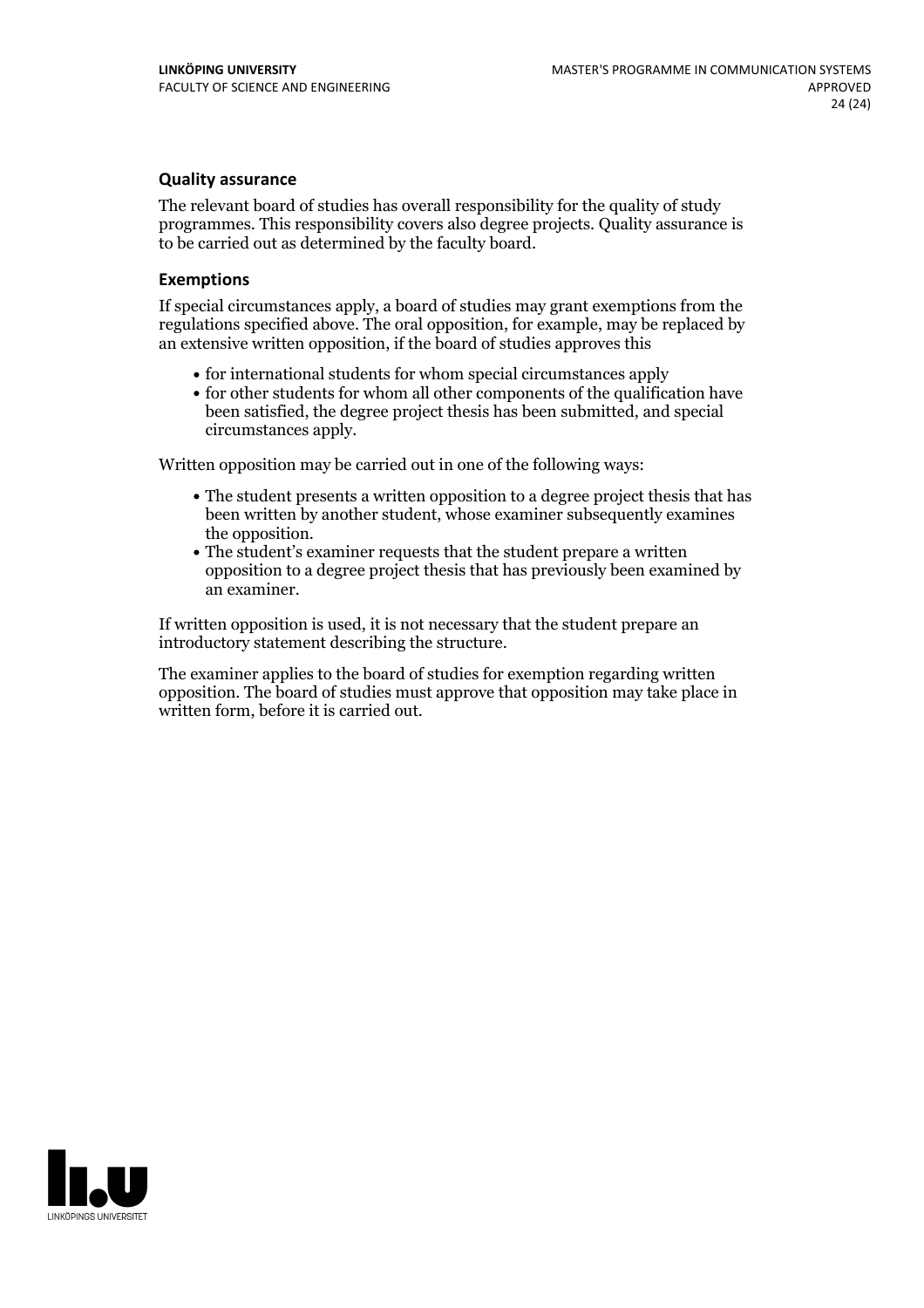### Quality assurance

The relevant board of studies has overall responsibility for the quality of study programmes. This responsibility covers also degree projects. Quality assurance is to be carried out as determined by the faculty board.

### Exemptions

If special circumstances apply, a board of studies may grant exemptions from the regulations specified above. The oral opposition, for example, may be replaced by an extensive written opposition, if the board of studies approves this

- for international students for whom special circumstances apply
- for other students for whom all other components of the qualification have been satisfied, the degree project thesis has been submitted, and special circumstances apply.

Written opposition may be carried out in one of the following ways:

- The student presents a written opposition to a degree project thesis that has been written by another student, whose examiner subsequently examines the opposition.
- The student's examiner requests that the student prepare a written opposition to a degree project thesis that has previously been examined by an examiner.

If written opposition is used, it is not necessary that the student prepare an introductory statement describing the structure.

The examiner applies to the board of studies for exemption regarding written opposition. The board of studies must approve that opposition may take place in written form, before it is carried out.